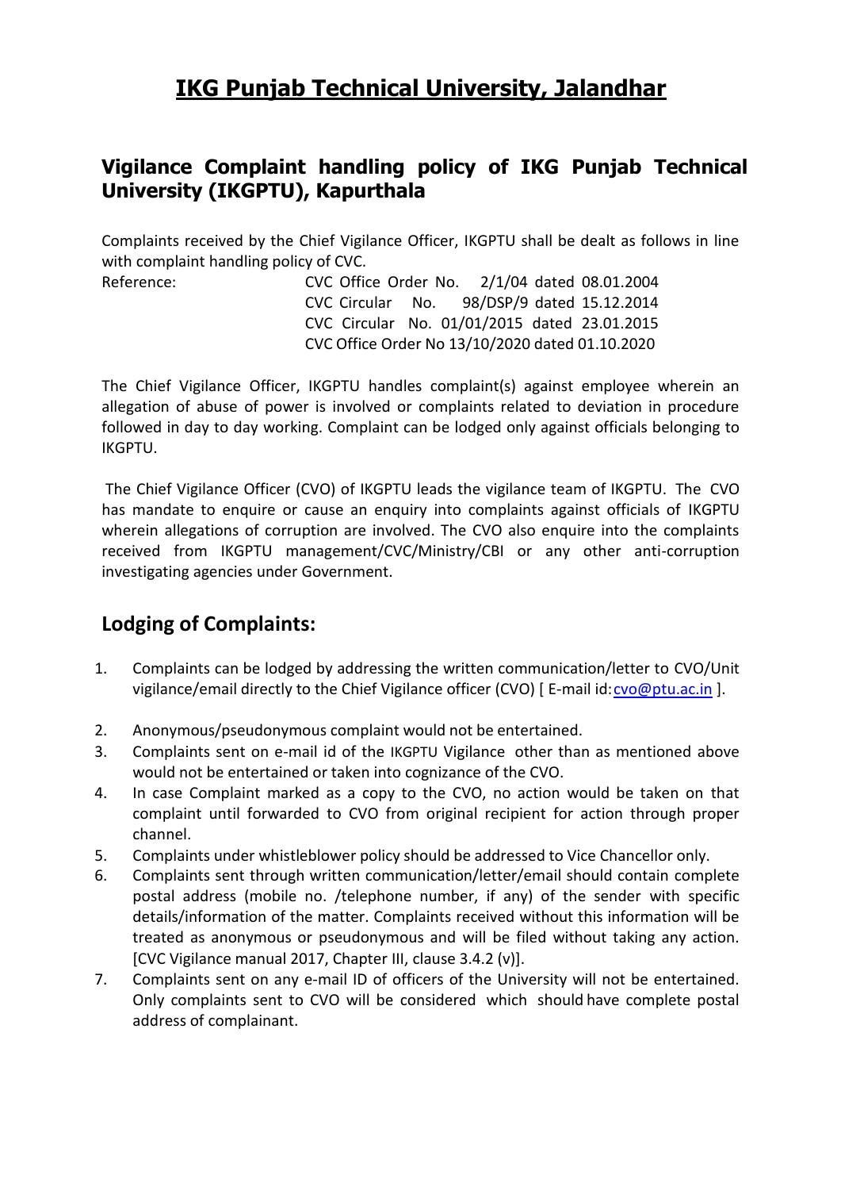# IKG Punjab Technical University, Jalandhar

## Vigilance Complaint handling policy of IKG Punjab Technical University (IKGPTU), Kapurthala

Complaints received by the Chief Vigilance Officer, IKGPTU shall be dealt as follows in line with complaint handling policy of CVC.

Reference:
- CVC Office Order No. 2/1/04 dated 08.01.2004
- CVC Circular No. 98/DSP/9 dated 15.12.2014
- CVC Circular No. 01/01/2015 dated 23.01.2015
- CVC Office Order No 13/10/2020 dated 01.10.2020

The Chief Vigilance Officer, IKGPTU handles complaint(s) against employee wherein an allegation of abuse of power is involved or complaints related to deviation in procedure followed in day to day working. Complaint can be lodged only against officials belonging to IKGPTU.

The Chief Vigilance Officer (CVO) of IKGPTU leads the vigilance team of IKGPTU. The CVO has mandate to enquire or cause an enquiry into complaints against officials of IKGPTU wherein allegations of corruption are involved. The CVO also enquire into the complaints received from IKGPTU management/CVC/Ministry/CBI or any other anti-corruption investigating agencies under Government.

## Lodging of Complaints:

1. Complaints can be lodged by addressing the written communication/letter to CVO/Unit vigilance/email directly to the Chief Vigilance officer (CVO) [ E-mail id: cvo@ptu.ac.in ].
2. Anonymous/pseudonymous complaint would not be entertained.
3. Complaints sent on e-mail id of the IKGPTU Vigilance other than as mentioned above would not be entertained or taken into cognizance of the CVO.
4. In case Complaint marked as a copy to the CVO, no action would be taken on that complaint until forwarded to CVO from original recipient for action through proper channel.
5. Complaints under whistleblower policy should be addressed to Vice Chancellor only.
6. Complaints sent through written communication/letter/email should contain complete postal address (mobile no. /telephone number, if any) of the sender with specific details/information of the matter. Complaints received without this information will be treated as anonymous or pseudonymous and will be filed without taking any action. [CVC Vigilance manual 2017, Chapter III, clause 3.4.2 (v)].
7. Complaints sent on any e-mail ID of officers of the University will not be entertained. Only complaints sent to CVO will be considered which should have complete postal address of complainant.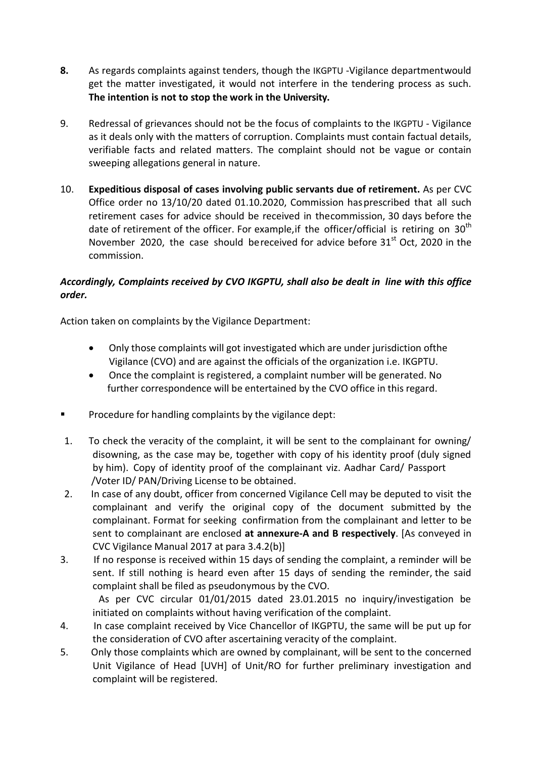8. As regards complaints against tenders, though the IKGPTU -Vigilance departmentwould get the matter investigated, it would not interfere in the tendering process as such. **The intention is not to stop the work in the University.**

9. Redressal of grievances should not be the focus of complaints to the IKGPTU - Vigilance as it deals only with the matters of corruption. Complaints must contain factual details, verifiable facts and related matters. The complaint should not be vague or contain sweeping allegations general in nature.

10. **Expeditious disposal of cases involving public servants due of retirement.** As per CVC Office order no 13/10/20 dated 01.10.2020, Commission hasprescribed that all such retirement cases for advice should be received in thecommission, 30 days before the date of retirement of the officer. For example,if the officer/official is retiring on 30th November 2020, the case should bereceived for advice before 31st Oct, 2020 in the commission.

***Accordingly, Complaints received by CVO IKGPTU, shall also be dealt in line with this office order.***

Action taken on complaints by the Vigilance Department:

- Only those complaints will got investigated which are under jurisdiction ofthe Vigilance (CVO) and are against the officials of the organization i.e. IKGPTU.
- Once the complaint is registered, a complaint number will be generated. No further correspondence will be entertained by the CVO office in this regard.

- Procedure for handling complaints by the vigilance dept:

1. To check the veracity of the complaint, it will be sent to the complainant for owning/ disowning, as the case may be, together with copy of his identity proof (duly signed by him). Copy of identity proof of the complainant viz. Aadhar Card/ Passport /Voter ID/ PAN/Driving License to be obtained.
2. In case of any doubt, officer from concerned Vigilance Cell may be deputed to visit the complainant and verify the original copy of the document submitted by the complainant. Format for seeking confirmation from the complainant and letter to be sent to complainant are enclosed **at annexure-A and B respectively**. [As conveyed in CVC Vigilance Manual 2017 at para 3.4.2(b)]
3. If no response is received within 15 days of sending the complaint, a reminder will be sent. If still nothing is heard even after 15 days of sending the reminder, the said complaint shall be filed as pseudonymous by the CVO.
   As per CVC circular 01/01/2015 dated 23.01.2015 no inquiry/investigation be initiated on complaints without having verification of the complaint.
4. In case complaint received by Vice Chancellor of IKGPTU, the same will be put up for the consideration of CVO after ascertaining veracity of the complaint.
5. Only those complaints which are owned by complainant, will be sent to the concerned Unit Vigilance of Head [UVH] of Unit/RO for further preliminary investigation and complaint will be registered.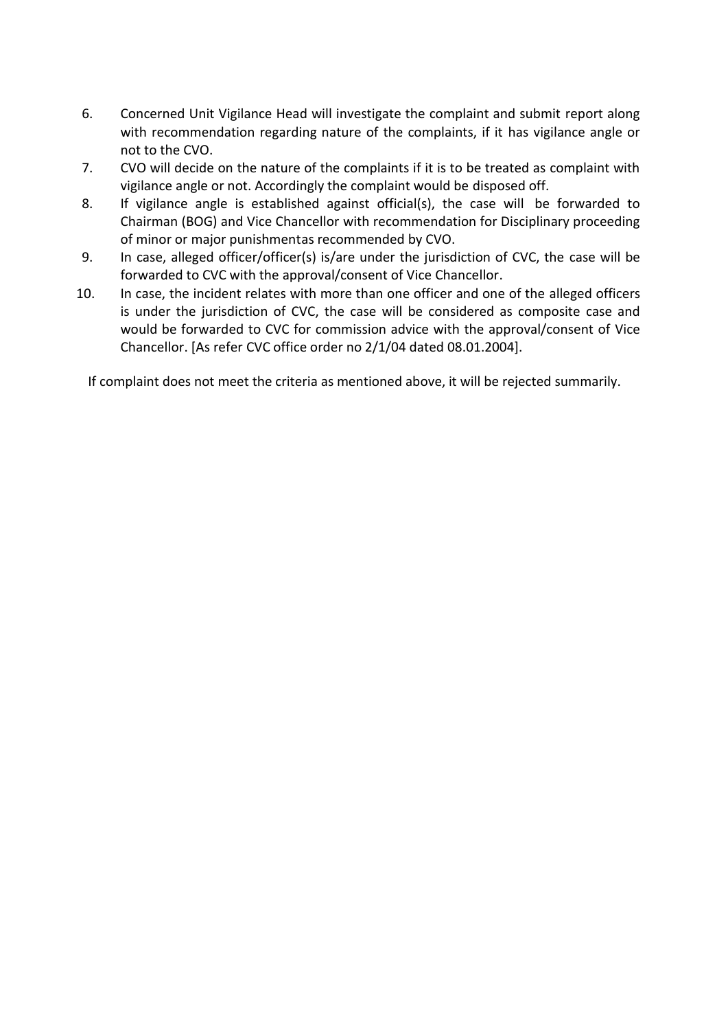6. Concerned Unit Vigilance Head will investigate the complaint and submit report along with recommendation regarding nature of the complaints, if it has vigilance angle or not to the CVO.
7. CVO will decide on the nature of the complaints if it is to be treated as complaint with vigilance angle or not. Accordingly the complaint would be disposed off.
8. If vigilance angle is established against official(s), the case will be forwarded to Chairman (BOG) and Vice Chancellor with recommendation for Disciplinary proceeding of minor or major punishmentas recommended by CVO.
9. In case, alleged officer/officer(s) is/are under the jurisdiction of CVC, the case will be forwarded to CVC with the approval/consent of Vice Chancellor.
10. In case, the incident relates with more than one officer and one of the alleged officers is under the jurisdiction of CVC, the case will be considered as composite case and would be forwarded to CVC for commission advice with the approval/consent of Vice Chancellor. [As refer CVC office order no 2/1/04 dated 08.01.2004].

If complaint does not meet the criteria as mentioned above, it will be rejected summarily.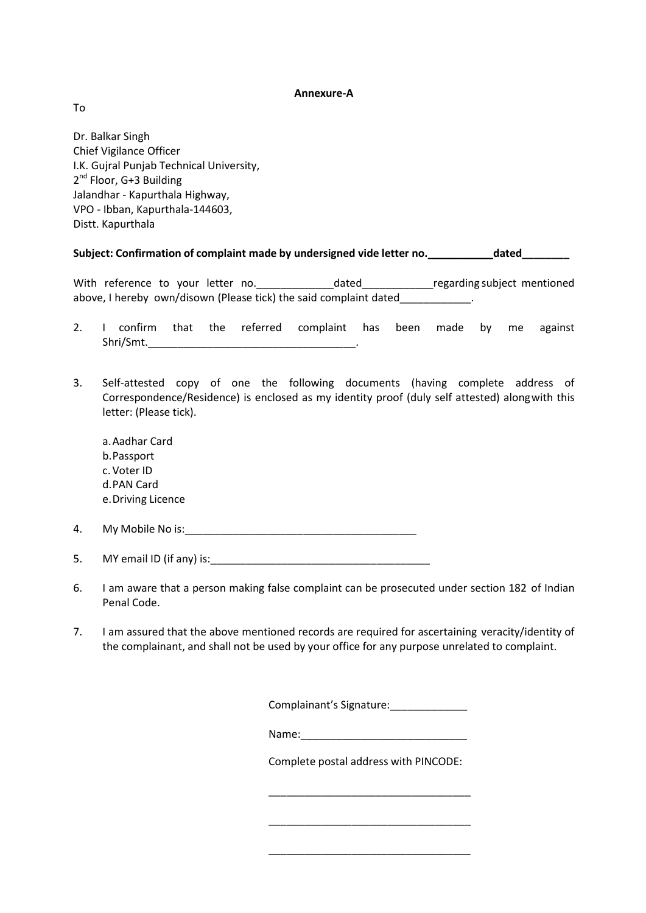**Annexure-A**

To

Dr. Balkar Singh  
Chief Vigilance Officer  
I.K. Gujral Punjab Technical University,  
2nd Floor, G+3 Building  
Jalandhar - Kapurthala Highway,  
VPO - Ibban, Kapurthala-144603,  
Distt. Kapurthala

**Subject: Confirmation of complaint made by undersigned vide letter no.___________dated________**

With reference to your letter no._____________dated____________regarding subject mentioned above, I hereby own/disown (Please tick) the said complaint dated____________.

2. I confirm that the referred complaint has been made by me against Shri/Smt.___________________________________.

3. Self-attested copy of one the following documents (having complete address of Correspondence/Residence) is enclosed as my identity proof (duly self attested) along with this letter: (Please tick).

   a. Aadhar Card
   b. Passport
   c. Voter ID
   d. PAN Card
   e. Driving Licence

4. My Mobile No is:________________________________________

5. MY email ID (if any) is:______________________________________

6. I am aware that a person making false complaint can be prosecuted under section 182 of Indian Penal Code.

7. I am assured that the above mentioned records are required for ascertaining veracity/identity of the complainant, and shall not be used by your office for any purpose unrelated to complaint.

Complainant's Signature:_____________

Name:____________________________

Complete postal address with PINCODE:

__________________________________

__________________________________

__________________________________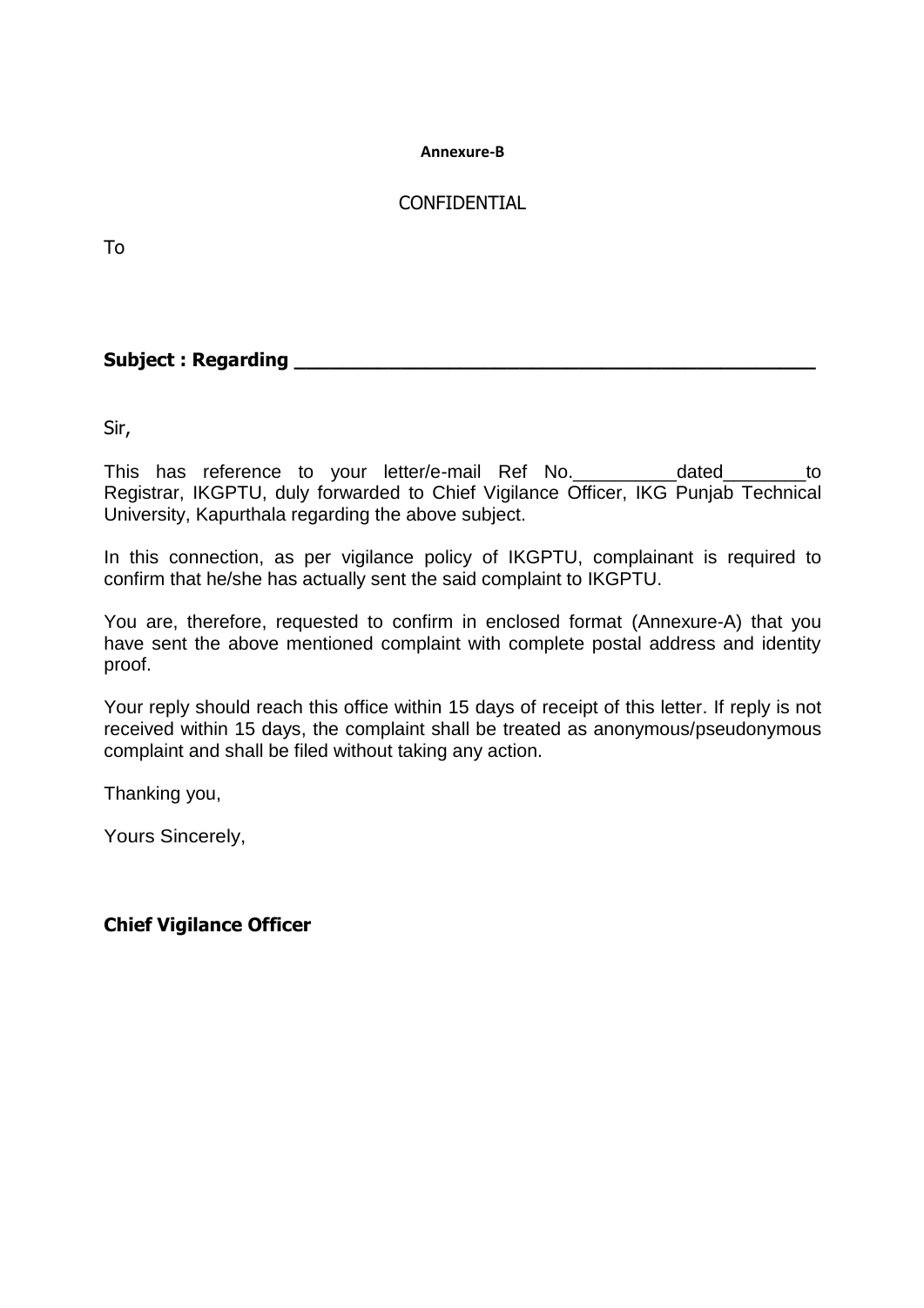**Annexure-B**

CONFIDENTIAL

To

**Subject : Regarding _______________________________________________**

Sir,

This has reference to your letter/e-mail Ref No.__________dated________to Registrar, IKGPTU, duly forwarded to Chief Vigilance Officer, IKG Punjab Technical University, Kapurthala regarding the above subject.

In this connection, as per vigilance policy of IKGPTU, complainant is required to confirm that he/she has actually sent the said complaint to IKGPTU.

You are, therefore, requested to confirm in enclosed format (Annexure-A) that you have sent the above mentioned complaint with complete postal address and identity proof.

Your reply should reach this office within 15 days of receipt of this letter. If reply is not received within 15 days, the complaint shall be treated as anonymous/pseudonymous complaint and shall be filed without taking any action.

Thanking you,

Yours Sincerely,

**Chief Vigilance Officer**